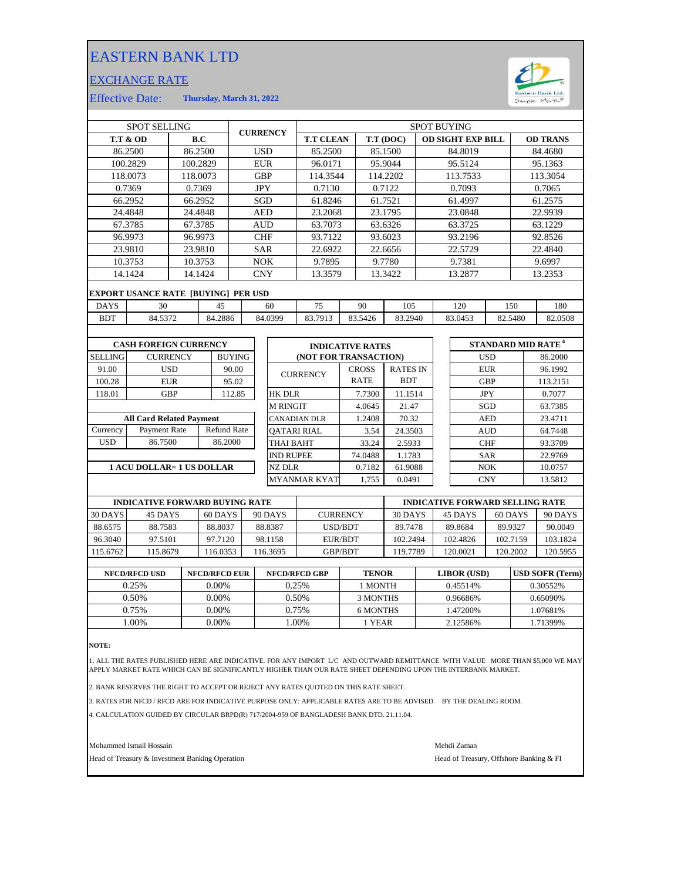# EASTERN BANK LTD

## EXCHANGE RATE

Effective Date: **Thursday, March 31, 2022**

| SPOT SELLING | | CURRENCY | SPOT BUYING | | | |
|---|---|---|---|---|---|---|
| **T.T & OD** | **B.C** | | **T.T CLEAN** | **T.T (DOC)** | **OD SIGHT EXP BILL** | **OD TRANS** |
| 86.2500 | 86.2500 | USD | 85.2500 | 85.1500 | 84.8019 | 84.4680 |
| 100.2829 | 100.2829 | EUR | 96.0171 | 95.9044 | 95.5124 | 95.1363 |
| 118.0073 | 118.0073 | GBP | 114.3544 | 114.2202 | 113.7533 | 113.3054 |
| 0.7369 | 0.7369 | JPY | 0.7130 | 0.7122 | 0.7093 | 0.7065 |
| 66.2952 | 66.2952 | SGD | 61.8246 | 61.7521 | 61.4997 | 61.2575 |
| 24.4848 | 24.4848 | AED | 23.2068 | 23.1795 | 23.0848 | 22.9939 |
| 67.3785 | 67.3785 | AUD | 63.7073 | 63.6326 | 63.3725 | 63.1229 |
| 96.9973 | 96.9973 | CHF | 93.7122 | 93.6023 | 93.2196 | 92.8526 |
| 23.9810 | 23.9810 | SAR | 22.6922 | 22.6656 | 22.5729 | 22.4840 |
| 10.3753 | 10.3753 | NOK | 9.7895 | 9.7780 | 9.7381 | 9.6997 |
| 14.1424 | 14.1424 | CNY | 13.3579 | 13.3422 | 13.2877 | 13.2353 |

**EXPORT USANCE RATE [BUYING] PER USD**

| DAYS | 30 | 45 | 60 | 75 | 90 | 105 | 120 | 150 | 180 |
|---|---|---|---|---|---|---|---|---|---|
| BDT | 84.5372 | 84.2886 | 84.0399 | 83.7913 | 83.5426 | 83.2940 | 83.0453 | 82.5480 | 82.0508 |

**CASH FOREIGN CURRENCY**

| SELLING | CURRENCY | BUYING |
|---|---|---|
| 91.00 | USD | 90.00 |
| 100.28 | EUR | 95.02 |
| 118.01 | GBP | 112.85 |

**All Card Related Payment**

| Currency | Payment Rate | Refund Rate |
|---|---|---|
| USD | 86.7500 | 86.2000 |

**1 ACU DOLLAR= 1 US DOLLAR**

**INDICATIVE RATES (NOT FOR TRANSACTION)**

| CURRENCY | CROSS RATE | RATES IN BDT |
|---|---|---|
| HK DLR | 7.7300 | 11.1514 |
| M RINGIT | 4.0645 | 21.47 |
| CANADIAN DLR | 1.2408 | 70.32 |
| QATARI RIAL | 3.54 | 24.3503 |
| THAI BAHT | 33.24 | 2.5933 |
| IND RUPEE | 74.0488 | 1.1783 |
| NZ DLR | 0.7182 | 61.9088 |
| MYANMAR KYAT | 1,755 | 0.0491 |

**STANDARD MID RATE [4]**

| Currency | Rate |
|---|---|
| USD | 86.2000 |
| EUR | 96.1992 |
| GBP | 113.2151 |
| JPY | 0.7077 |
| SGD | 63.7385 |
| AED | 23.4711 |
| AUD | 64.7448 |
| CHF | 93.3709 |
| SAR | 22.9769 |
| NOK | 10.0757 |
| CNY | 13.5812 |

| INDICATIVE FORWARD BUYING RATE | | | | CURRENCY | INDICATIVE FORWARD SELLING RATE | | | |
|---|---|---|---|---|---|---|---|---|
| 30 DAYS | 45 DAYS | 60 DAYS | 90 DAYS | | 30 DAYS | 45 DAYS | 60 DAYS | 90 DAYS |
| 88.6575 | 88.7583 | 88.8037 | 88.8387 | USD/BDT | 89.7478 | 89.8684 | 89.9327 | 90.0049 |
| 96.3040 | 97.5101 | 97.7120 | 98.1158 | EUR/BDT | 102.2494 | 102.4826 | 102.7159 | 103.1824 |
| 115.6762 | 115.8679 | 116.0353 | 116.3695 | GBP/BDT | 119.7789 | 120.0021 | 120.2002 | 120.5955 |

| NFCD/RFCD USD | NFCD/RFCD EUR | NFCD/RFCD GBP | TENOR | LIBOR (USD) | USD SOFR (Term) |
|---|---|---|---|---|---|
| 0.25% | 0.00% | 0.25% | 1 MONTH | 0.45514% | 0.30552% |
| 0.50% | 0.00% | 0.50% | 3 MONTHS | 0.96686% | 0.65090% |
| 0.75% | 0.00% | 0.75% | 6 MONTHS | 1.47200% | 1.07681% |
| 1.00% | 0.00% | 1.00% | 1 YEAR | 2.12586% | 1.71399% |

**NOTE:**

1. ALL THE RATES PUBLISHED HERE ARE INDICATIVE. FOR ANY IMPORT L/C AND OUTWARD REMITTANCE WITH VALUE MORE THAN $5,000 WE MAY APPLY MARKET RATE WHICH CAN BE SIGNIFICANTLY HIGHER THAN OUR RATE SHEET DEPENDING UPON THE INTERBANK MARKET.

2. BANK RESERVES THE RIGHT TO ACCEPT OR REJECT ANY RATES QUOTED ON THIS RATE SHEET.

3. RATES FOR NFCD / RFCD ARE FOR INDICATIVE PURPOSE ONLY: APPLICABLE RATES ARE TO BE ADVISED BY THE DEALING ROOM.

4. CALCULATION GUIDED BY CIRCULAR BRPD(R) 717/2004-959 OF BANGLADESH BANK DTD. 21.11.04.

Mohammed Ismail Hossain
Head of Treasury & Investment Banking Operation

Mehdi Zaman
Head of Treasury, Offshore Banking & FI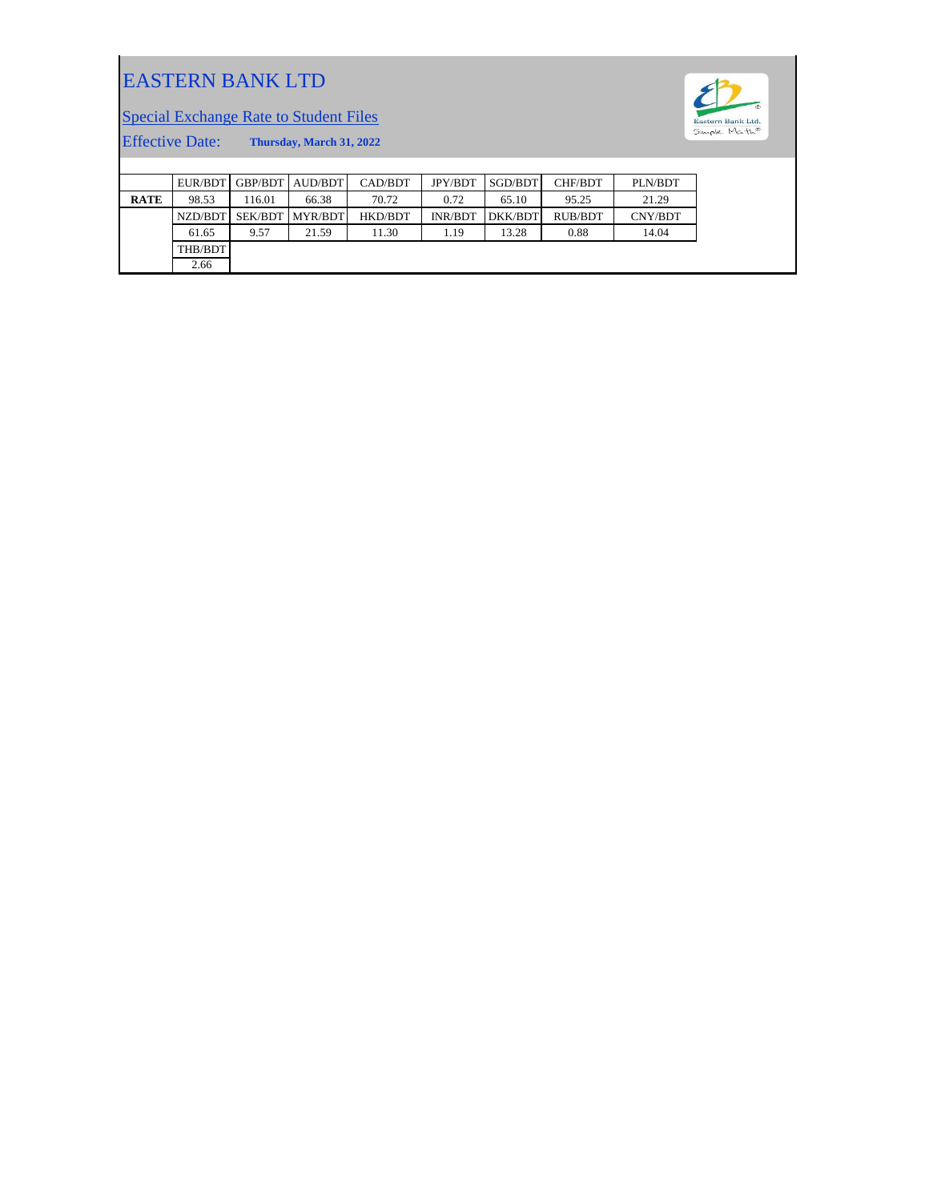# EASTERN BANK LTD

Special Exchange Rate to Student Files

Effective Date: **Thursday, March 31, 2022**

| | | | | | | | | |
|---|---|---|---|---|---|---|---|---|
| | EUR/BDT | GBP/BDT | AUD/BDT | CAD/BDT | JPY/BDT | SGD/BDT | CHF/BDT | PLN/BDT |
| **RATE** | 98.53 | 116.01 | 66.38 | 70.72 | 0.72 | 65.10 | 95.25 | 21.29 |
| | NZD/BDT | SEK/BDT | MYR/BDT | HKD/BDT | INR/BDT | DKK/BDT | RUB/BDT | CNY/BDT |
| | 61.65 | 9.57 | 21.59 | 11.30 | 1.19 | 13.28 | 0.88 | 14.04 |
| | THB/BDT | | | | | | | |
| | 2.66 | | | | | | | |